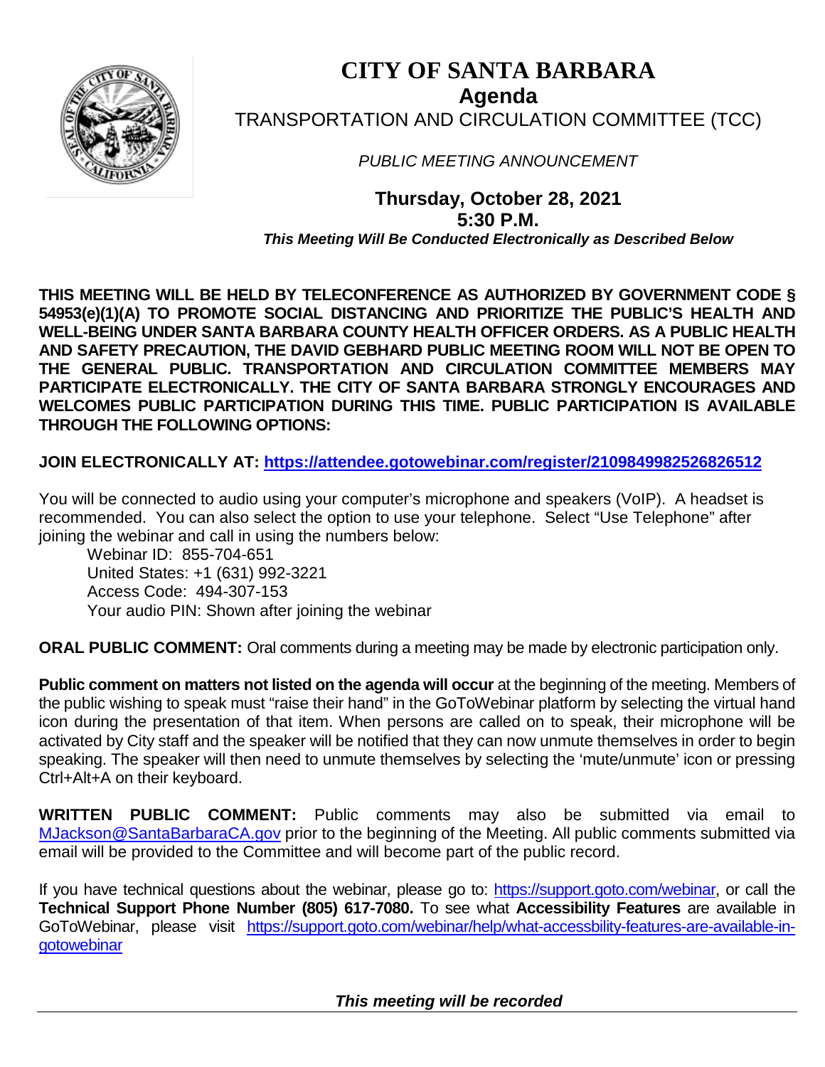# CITY OF SANTA BARBARA

## Agenda

## TRANSPORTATION AND CIRCULATION COMMITTEE (TCC)

*PUBLIC MEETING ANNOUNCEMENT*

**Thursday, October 28, 2021**
**5:30 P.M.**
***This Meeting Will Be Conducted Electronically as Described Below***

**THIS MEETING WILL BE HELD BY TELECONFERENCE AS AUTHORIZED BY GOVERNMENT CODE § 54953(e)(1)(A) TO PROMOTE SOCIAL DISTANCING AND PRIORITIZE THE PUBLIC'S HEALTH AND WELL-BEING UNDER SANTA BARBARA COUNTY HEALTH OFFICER ORDERS. AS A PUBLIC HEALTH AND SAFETY PRECAUTION, THE DAVID GEBHARD PUBLIC MEETING ROOM WILL NOT BE OPEN TO THE GENERAL PUBLIC. TRANSPORTATION AND CIRCULATION COMMITTEE MEMBERS MAY PARTICIPATE ELECTRONICALLY. THE CITY OF SANTA BARBARA STRONGLY ENCOURAGES AND WELCOMES PUBLIC PARTICIPATION DURING THIS TIME. PUBLIC PARTICIPATION IS AVAILABLE THROUGH THE FOLLOWING OPTIONS:**

**JOIN ELECTRONICALLY AT: https://attendee.gotowebinar.com/register/2109849982526826512**

You will be connected to audio using your computer's microphone and speakers (VoIP). A headset is recommended. You can also select the option to use your telephone. Select "Use Telephone" after joining the webinar and call in using the numbers below:

Webinar ID: 855-704-651
United States: +1 (631) 992-3221
Access Code: 494-307-153
Your audio PIN: Shown after joining the webinar

**ORAL PUBLIC COMMENT:** Oral comments during a meeting may be made by electronic participation only.

**Public comment on matters not listed on the agenda will occur** at the beginning of the meeting. Members of the public wishing to speak must "raise their hand" in the GoToWebinar platform by selecting the virtual hand icon during the presentation of that item. When persons are called on to speak, their microphone will be activated by City staff and the speaker will be notified that they can now unmute themselves in order to begin speaking. The speaker will then need to unmute themselves by selecting the 'mute/unmute' icon or pressing Ctrl+Alt+A on their keyboard.

**WRITTEN PUBLIC COMMENT:** Public comments may also be submitted via email to MJackson@SantaBarbaraCA.gov prior to the beginning of the Meeting. All public comments submitted via email will be provided to the Committee and will become part of the public record.

If you have technical questions about the webinar, please go to: https://support.goto.com/webinar, or call the **Technical Support Phone Number (805) 617-7080.** To see what **Accessibility Features** are available in GoToWebinar, please visit https://support.goto.com/webinar/help/what-accessbility-features-are-available-in-gotowebinar

***This meeting will be recorded***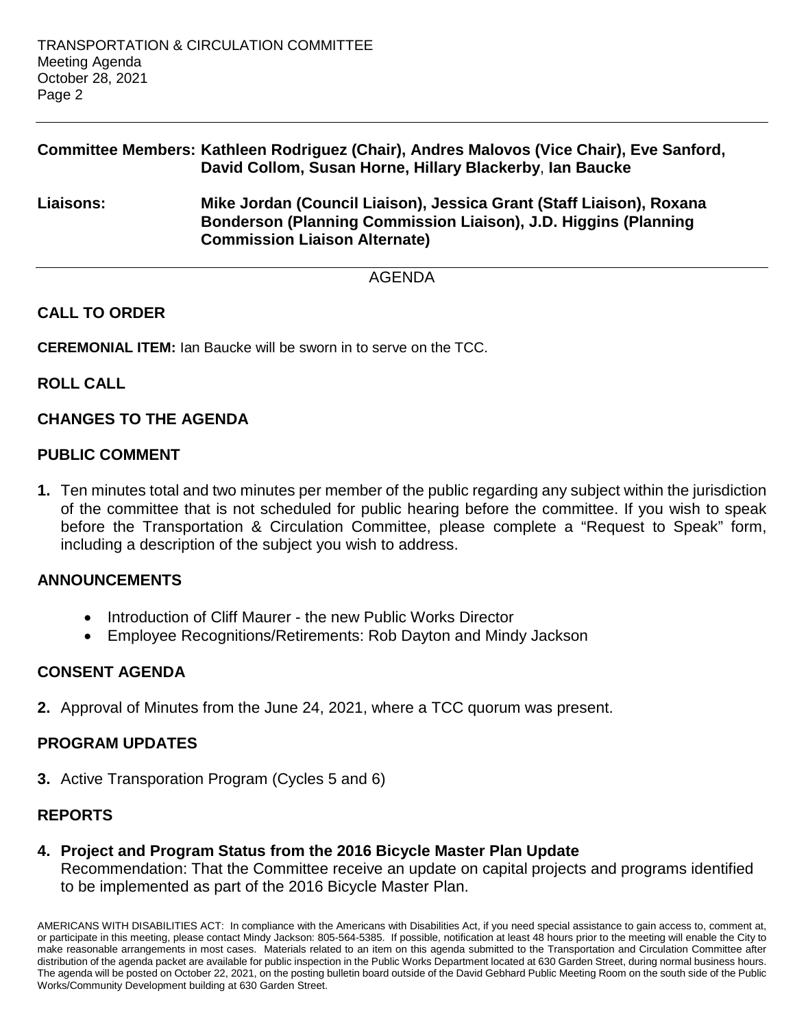**Committee Members: Kathleen Rodriguez (Chair), Andres Malovos (Vice Chair), Eve Sanford, David Collom, Susan Horne, Hillary Blackerby, Ian Baucke**

**Liaisons: Mike Jordan (Council Liaison), Jessica Grant (Staff Liaison), Roxana Bonderson (Planning Commission Liaison), J.D. Higgins (Planning Commission Liaison Alternate)**

---

AGENDA

## CALL TO ORDER

**CEREMONIAL ITEM:** Ian Baucke will be sworn in to serve on the TCC.

## ROLL CALL

## CHANGES TO THE AGENDA

## PUBLIC COMMENT

**1.** Ten minutes total and two minutes per member of the public regarding any subject within the jurisdiction of the committee that is not scheduled for public hearing before the committee. If you wish to speak before the Transportation & Circulation Committee, please complete a "Request to Speak" form, including a description of the subject you wish to address.

## ANNOUNCEMENTS

- Introduction of Cliff Maurer - the new Public Works Director
- Employee Recognitions/Retirements: Rob Dayton and Mindy Jackson

## CONSENT AGENDA

**2.** Approval of Minutes from the June 24, 2021, where a TCC quorum was present.

## PROGRAM UPDATES

**3.** Active Transporation Program (Cycles 5 and 6)

## REPORTS

**4. Project and Program Status from the 2016 Bicycle Master Plan Update**
Recommendation: That the Committee receive an update on capital projects and programs identified to be implemented as part of the 2016 Bicycle Master Plan.

AMERICANS WITH DISABILITIES ACT: In compliance with the Americans with Disabilities Act, if you need special assistance to gain access to, comment at, or participate in this meeting, please contact Mindy Jackson: 805-564-5385. If possible, notification at least 48 hours prior to the meeting will enable the City to make reasonable arrangements in most cases. Materials related to an item on this agenda submitted to the Transportation and Circulation Committee after distribution of the agenda packet are available for public inspection in the Public Works Department located at 630 Garden Street, during normal business hours. The agenda will be posted on October 22, 2021, on the posting bulletin board outside of the David Gebhard Public Meeting Room on the south side of the Public Works/Community Development building at 630 Garden Street.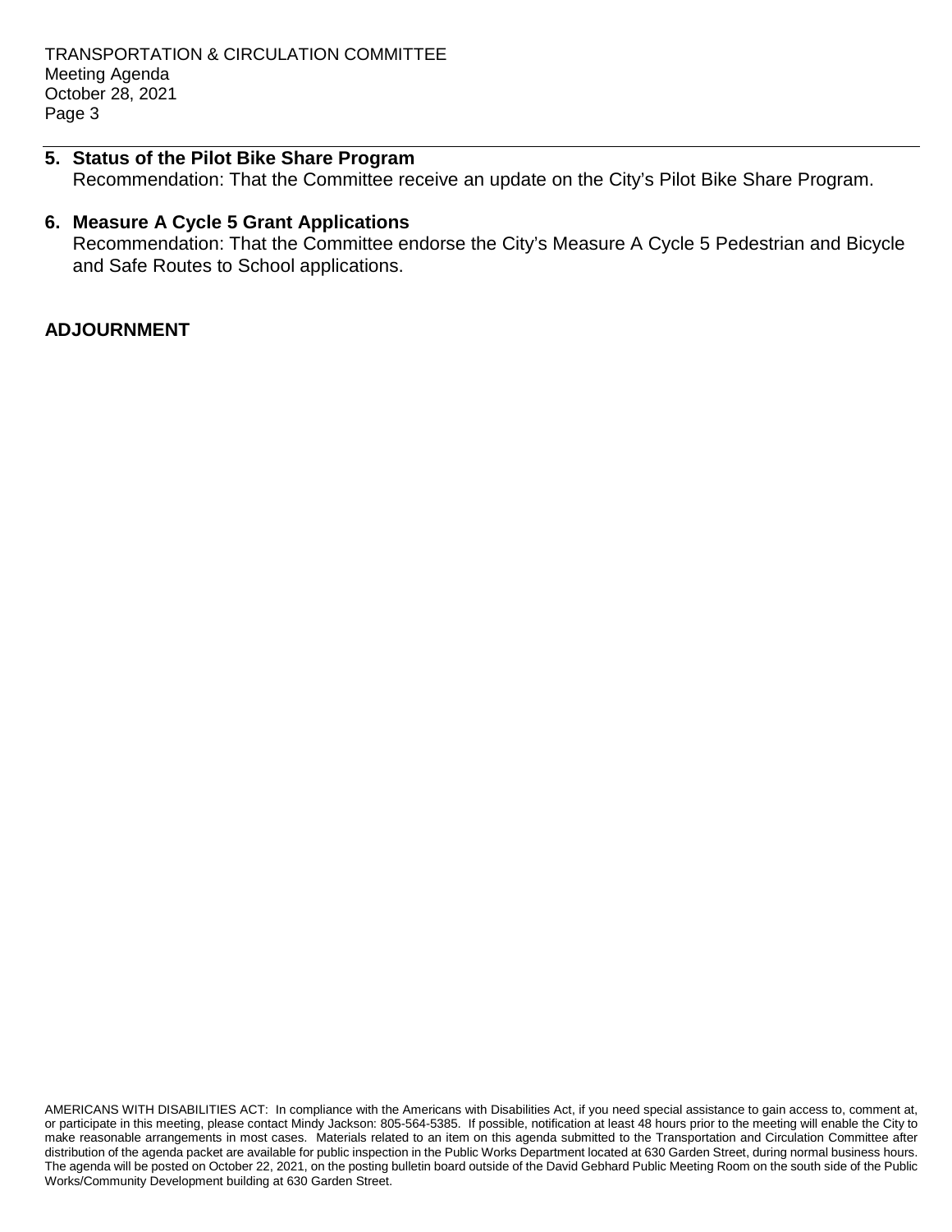**5. Status of the Pilot Bike Share Program**

Recommendation: That the Committee receive an update on the City's Pilot Bike Share Program.

**6. Measure A Cycle 5 Grant Applications**

Recommendation: That the Committee endorse the City's Measure A Cycle 5 Pedestrian and Bicycle and Safe Routes to School applications.

**ADJOURNMENT**

AMERICANS WITH DISABILITIES ACT: In compliance with the Americans with Disabilities Act, if you need special assistance to gain access to, comment at, or participate in this meeting, please contact Mindy Jackson: 805-564-5385. If possible, notification at least 48 hours prior to the meeting will enable the City to make reasonable arrangements in most cases. Materials related to an item on this agenda submitted to the Transportation and Circulation Committee after distribution of the agenda packet are available for public inspection in the Public Works Department located at 630 Garden Street, during normal business hours. The agenda will be posted on October 22, 2021, on the posting bulletin board outside of the David Gebhard Public Meeting Room on the south side of the Public Works/Community Development building at 630 Garden Street.